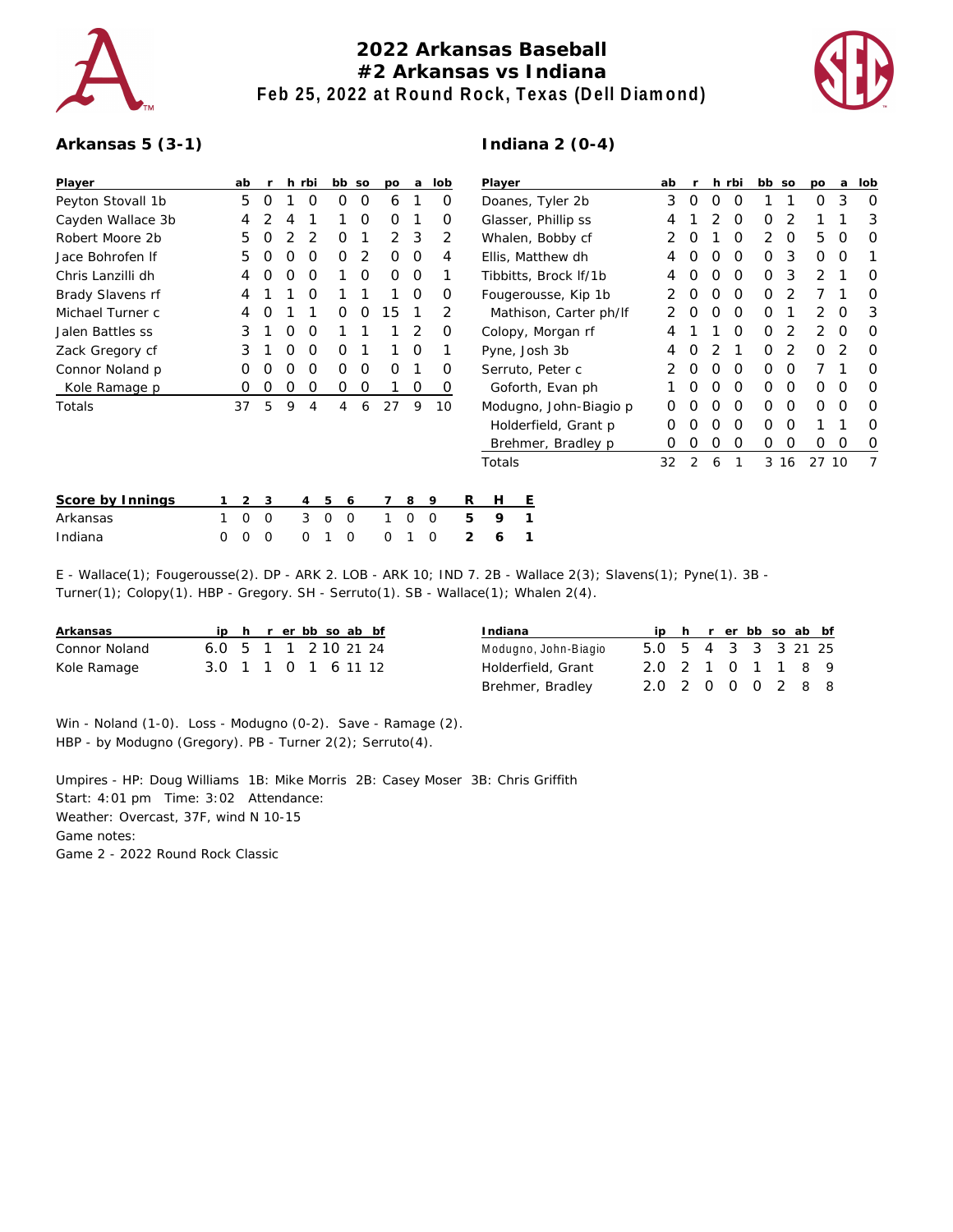# 2022 Arkansas Baseball
## #2 Arkansas vs Indiana
### Feb 25, 2022 at Round Rock, Texas (Dell Diamond)

**Arkansas 5 (3-1)**

| Player | ab | r | h | rbi | bb | so | po | a | lob |
|---|---|---|---|---|---|---|---|---|---|
| Peyton Stovall 1b | 5 | 0 | 1 | 0 | 0 | 0 | 6 | 1 | 0 |
| Cayden Wallace 3b | 4 | 2 | 4 | 1 | 1 | 0 | 0 | 1 | 0 |
| Robert Moore 2b | 5 | 0 | 2 | 2 | 0 | 1 | 2 | 3 | 2 |
| Jace Bohrofen lf | 5 | 0 | 0 | 0 | 0 | 2 | 0 | 0 | 4 |
| Chris Lanzilli dh | 4 | 0 | 0 | 0 | 1 | 0 | 0 | 0 | 1 |
| Brady Slavens rf | 4 | 1 | 1 | 0 | 1 | 1 | 1 | 0 | 0 |
| Michael Turner c | 4 | 0 | 1 | 1 | 0 | 0 | 15 | 1 | 2 |
| Jalen Battles ss | 3 | 1 | 0 | 0 | 1 | 1 | 1 | 2 | 0 |
| Zack Gregory cf | 3 | 1 | 0 | 0 | 0 | 1 | 1 | 0 | 1 |
| Connor Noland p | 0 | 0 | 0 | 0 | 0 | 0 | 0 | 1 | 0 |
| Kole Ramage p | 0 | 0 | 0 | 0 | 0 | 0 | 1 | 0 | 0 |
| Totals | 37 | 5 | 9 | 4 | 4 | 6 | 27 | 9 | 10 |

**Indiana 2 (0-4)**

| Player | ab | r | h | rbi | bb | so | po | a | lob |
|---|---|---|---|---|---|---|---|---|---|
| Doanes, Tyler 2b | 3 | 0 | 0 | 0 | 1 | 1 | 0 | 3 | 0 |
| Glasser, Phillip ss | 4 | 1 | 2 | 0 | 0 | 2 | 1 | 1 | 3 |
| Whalen, Bobby cf | 2 | 0 | 1 | 0 | 2 | 0 | 5 | 0 | 0 |
| Ellis, Matthew dh | 4 | 0 | 0 | 0 | 0 | 3 | 0 | 0 | 1 |
| Tibbitts, Brock lf/1b | 4 | 0 | 0 | 0 | 0 | 3 | 2 | 1 | 0 |
| Fougerousse, Kip 1b | 2 | 0 | 0 | 0 | 0 | 2 | 7 | 1 | 0 |
| Mathison, Carter ph/lf | 2 | 0 | 0 | 0 | 0 | 1 | 2 | 0 | 3 |
| Colopy, Morgan rf | 4 | 1 | 1 | 0 | 0 | 2 | 2 | 0 | 0 |
| Pyne, Josh 3b | 4 | 0 | 2 | 1 | 0 | 2 | 0 | 2 | 0 |
| Serruto, Peter c | 2 | 0 | 0 | 0 | 0 | 0 | 7 | 1 | 0 |
| Goforth, Evan ph | 1 | 0 | 0 | 0 | 0 | 0 | 0 | 0 | 0 |
| Modugno, John-Biagio p | 0 | 0 | 0 | 0 | 0 | 0 | 0 | 0 | 0 |
| Holderfield, Grant p | 0 | 0 | 0 | 0 | 0 | 0 | 1 | 1 | 0 |
| Brehmer, Bradley p | 0 | 0 | 0 | 0 | 0 | 0 | 0 | 0 | 0 |
| Totals | 32 | 2 | 6 | 1 | 3 | 16 | 27 | 10 | 7 |

| Score by Innings | 1 | 2 | 3 | 4 | 5 | 6 | 7 | 8 | 9 | R | H | E |
|---|---|---|---|---|---|---|---|---|---|---|---|---|
| Arkansas | 1 | 0 | 0 | 3 | 0 | 0 | 1 | 0 | 0 | 5 | 9 | 1 |
| Indiana | 0 | 0 | 0 | 0 | 1 | 0 | 0 | 1 | 0 | 2 | 6 | 1 |

E - Wallace(1); Fougerousse(2). DP - ARK 2. LOB - ARK 10; IND 7. 2B - Wallace 2(3); Slavens(1); Pyne(1). 3B - Turner(1); Colopy(1). HBP - Gregory. SH - Serruto(1). SB - Wallace(1); Whalen 2(4).

| Arkansas | ip | h | r | er | bb | so | ab | bf |
|---|---|---|---|---|---|---|---|---|
| Connor Noland | 6.0 | 5 | 1 | 1 | 2 | 10 | 21 | 24 |
| Kole Ramage | 3.0 | 1 | 1 | 0 | 1 | 6 | 11 | 12 |

| Indiana | ip | h | r | er | bb | so | ab | bf |
|---|---|---|---|---|---|---|---|---|
| Modugno, John-Biagio | 5.0 | 5 | 4 | 3 | 3 | 3 | 21 | 25 |
| Holderfield, Grant | 2.0 | 2 | 1 | 0 | 1 | 1 | 8 | 9 |
| Brehmer, Bradley | 2.0 | 2 | 0 | 0 | 0 | 2 | 8 | 8 |

Win - Noland (1-0). Loss - Modugno (0-2). Save - Ramage (2).
HBP - by Modugno (Gregory). PB - Turner 2(2); Serruto(4).

Umpires - HP: Doug Williams 1B: Mike Morris 2B: Casey Moser 3B: Chris Griffith
Start: 4:01 pm Time: 3:02 Attendance:
Weather: Overcast, 37F, wind N 10-15
Game notes:
Game 2 - 2022 Round Rock Classic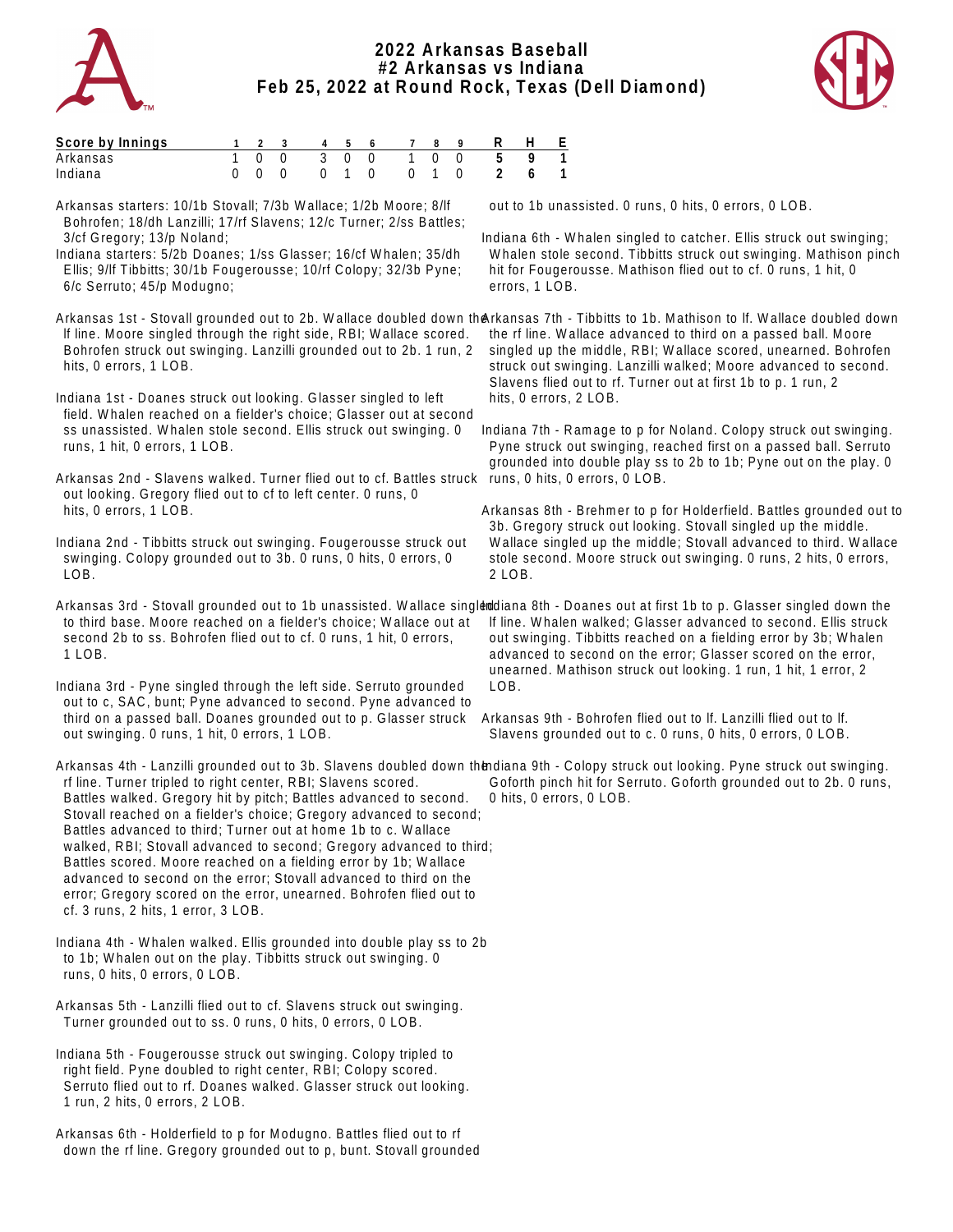# 2022 Arkansas Baseball
## #2 Arkansas vs Indiana
## Feb 25, 2022 at Round Rock, Texas (Dell Diamond)

| Score by Innings | 1 | 2 | 3 | 4 | 5 | 6 | 7 | 8 | 9 | R | H | E |
|---|---|---|---|---|---|---|---|---|---|---|---|---|
| Arkansas | 1 | 0 | 0 | 3 | 0 | 0 | 1 | 0 | 0 | **5** | **9** | **1** |
| Indiana | 0 | 0 | 0 | 0 | 1 | 0 | 0 | 1 | 0 | **2** | **6** | **1** |

Arkansas starters: 10/1b Stovall; 7/3b Wallace; 1/2b Moore; 8/lf Bohrofen; 18/dh Lanzilli; 17/rf Slavens; 12/c Turner; 2/ss Battles; 3/cf Gregory; 13/p Noland;

Indiana starters: 5/2b Doanes; 1/ss Glasser; 16/cf Whalen; 35/dh Ellis; 9/lf Tibbitts; 30/1b Fougerousse; 10/rf Colopy; 32/3b Pyne; 6/c Serruto; 45/p Modugno;

Arkansas 1st - Stovall grounded out to 2b. Wallace doubled down the lf line. Moore singled through the right side, RBI; Wallace scored. Bohrofen struck out swinging. Lanzilli grounded out to 2b. 1 run, 2 hits, 0 errors, 1 LOB.

Indiana 1st - Doanes struck out looking. Glasser singled to left field. Whalen reached on a fielder's choice; Glasser out at second ss unassisted. Whalen stole second. Ellis struck out swinging. 0 runs, 1 hit, 0 errors, 1 LOB.

Arkansas 2nd - Slavens walked. Turner flied out to cf. Battles struck out looking. Gregory flied out to cf to left center. 0 runs, 0 hits, 0 errors, 1 LOB.

Indiana 2nd - Tibbitts struck out swinging. Fougerousse struck out swinging. Colopy grounded out to 3b. 0 runs, 0 hits, 0 errors, 0 LOB.

Arkansas 3rd - Stovall grounded out to 1b unassisted. Wallace singled to third base. Moore reached on a fielder's choice; Wallace out at second 2b to ss. Bohrofen flied out to cf. 0 runs, 1 hit, 0 errors, 1 LOB.

Indiana 3rd - Pyne singled through the left side. Serruto grounded out to c, SAC, bunt; Pyne advanced to second. Pyne advanced to third on a passed ball. Doanes grounded out to p. Glasser struck out swinging. 0 runs, 1 hit, 0 errors, 1 LOB.

Arkansas 4th - Lanzilli grounded out to 3b. Slavens doubled down the rf line. Turner tripled to right center, RBI; Slavens scored. Battles walked. Gregory hit by pitch; Battles advanced to second. Stovall reached on a fielder's choice; Gregory advanced to second; Battles advanced to third; Turner out at home 1b to c. Wallace walked, RBI; Stovall advanced to second; Gregory advanced to third; Battles scored. Moore reached on a fielding error by 1b; Wallace advanced to second on the error; Stovall advanced to third on the error; Gregory scored on the error, unearned. Bohrofen flied out to cf. 3 runs, 2 hits, 1 error, 3 LOB.

Indiana 4th - Whalen walked. Ellis grounded into double play ss to 2b to 1b; Whalen out on the play. Tibbitts struck out swinging. 0 runs, 0 hits, 0 errors, 0 LOB.

Arkansas 5th - Lanzilli flied out to cf. Slavens struck out swinging. Turner grounded out to ss. 0 runs, 0 hits, 0 errors, 0 LOB.

Indiana 5th - Fougerousse struck out swinging. Colopy tripled to right field. Pyne doubled to right center, RBI; Colopy scored. Serruto flied out to rf. Doanes walked. Glasser struck out looking. 1 run, 2 hits, 0 errors, 2 LOB.

Arkansas 6th - Holderfield to p for Modugno. Battles flied out to rf down the rf line. Gregory grounded out to p, bunt. Stovall grounded out to 1b unassisted. 0 runs, 0 hits, 0 errors, 0 LOB.

Indiana 6th - Whalen singled to catcher. Ellis struck out swinging; Whalen stole second. Tibbitts struck out swinging. Mathison pinch hit for Fougerousse. Mathison flied out to cf. 0 runs, 1 hit, 0 errors, 1 LOB.

Arkansas 7th - Tibbitts to 1b. Mathison to lf. Wallace doubled down the rf line. Wallace advanced to third on a passed ball. Moore singled up the middle, RBI; Wallace scored, unearned. Bohrofen struck out swinging. Lanzilli walked; Moore advanced to second. Slavens flied out to rf. Turner out at first 1b to p. 1 run, 2 hits, 0 errors, 2 LOB.

Indiana 7th - Ramage to p for Noland. Colopy struck out swinging. Pyne struck out swinging, reached first on a passed ball. Serruto grounded into double play ss to 2b to 1b; Pyne out on the play. 0 runs, 0 hits, 0 errors, 0 LOB.

Arkansas 8th - Brehmer to p for Holderfield. Battles grounded out to 3b. Gregory struck out looking. Stovall singled up the middle. Wallace singled up the middle; Stovall advanced to third. Wallace stole second. Moore struck out swinging. 0 runs, 2 hits, 0 errors, 2 LOB.

Indiana 8th - Doanes out at first 1b to p. Glasser singled down the lf line. Whalen walked; Glasser advanced to second. Ellis struck out swinging. Tibbitts reached on a fielding error by 3b; Whalen advanced to second on the error; Glasser scored on the error, unearned. Mathison struck out looking. 1 run, 1 hit, 1 error, 2 LOB.

Arkansas 9th - Bohrofen flied out to lf. Lanzilli flied out to lf. Slavens grounded out to c. 0 runs, 0 hits, 0 errors, 0 LOB.

Indiana 9th - Colopy struck out looking. Pyne struck out swinging. Goforth pinch hit for Serruto. Goforth grounded out to 2b. 0 runs, 0 hits, 0 errors, 0 LOB.